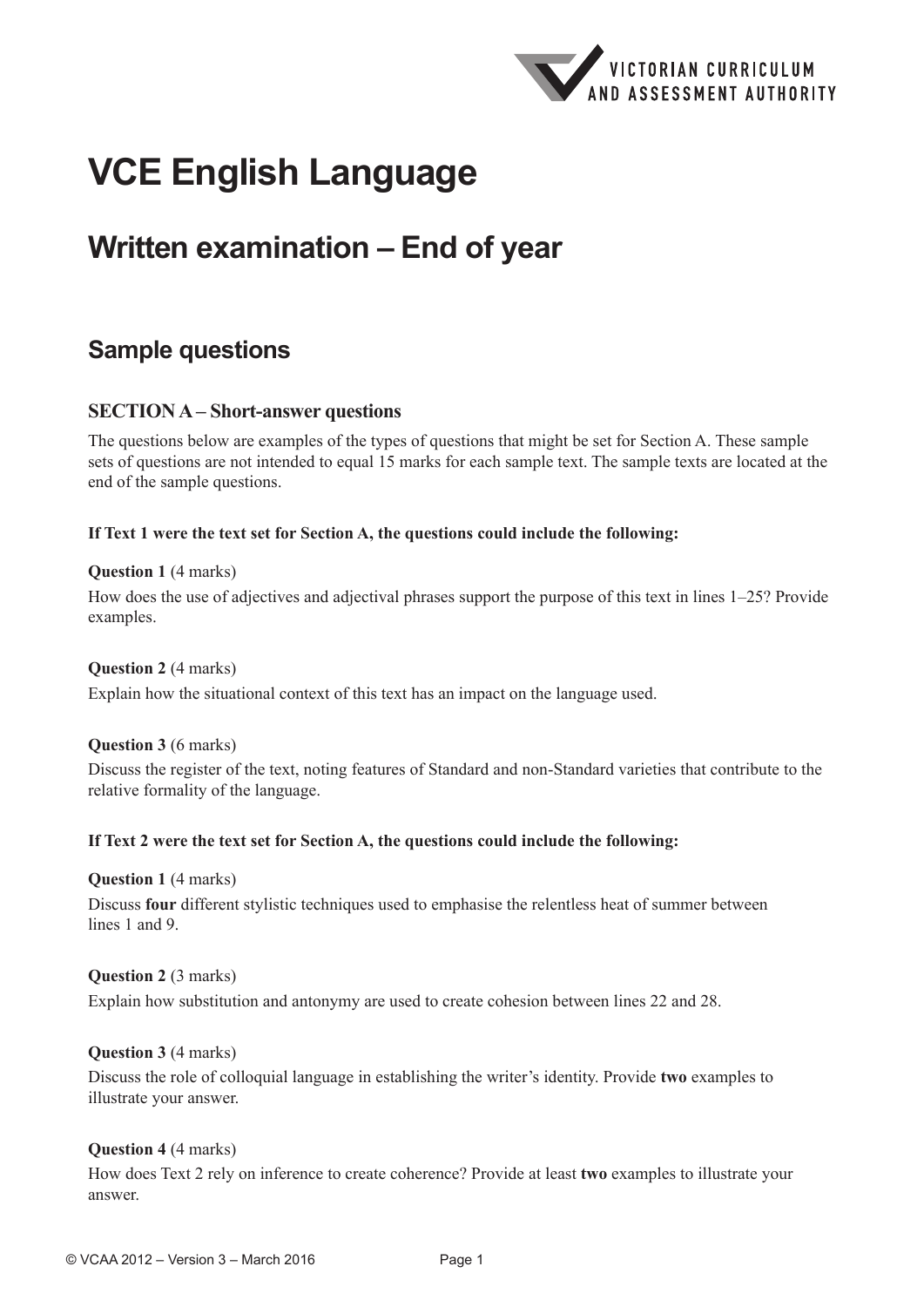# VCE English Language

## Written examination – End of year

### Sample questions

#### SECTION A – Short-answer questions

The questions below are examples of the types of questions that might be set for Section A. These sample sets of questions are not intended to equal 15 marks for each sample text. The sample texts are located at the end of the sample questions.

**If Text 1 were the text set for Section A, the questions could include the following:**

**Question 1** (4 marks)

How does the use of adjectives and adjectival phrases support the purpose of this text in lines 1–25? Provide examples.

**Question 2** (4 marks)

Explain how the situational context of this text has an impact on the language used.

**Question 3** (6 marks)

Discuss the register of the text, noting features of Standard and non-Standard varieties that contribute to the relative formality of the language.

**If Text 2 were the text set for Section A, the questions could include the following:**

**Question 1** (4 marks)

Discuss **four** different stylistic techniques used to emphasise the relentless heat of summer between lines 1 and 9.

**Question 2** (3 marks)

Explain how substitution and antonymy are used to create cohesion between lines 22 and 28.

**Question 3** (4 marks)

Discuss the role of colloquial language in establishing the writer's identity. Provide **two** examples to illustrate your answer.

**Question 4** (4 marks)

How does Text 2 rely on inference to create coherence? Provide at least **two** examples to illustrate your answer.

© VCAA 2012 – Version 3 – March 2016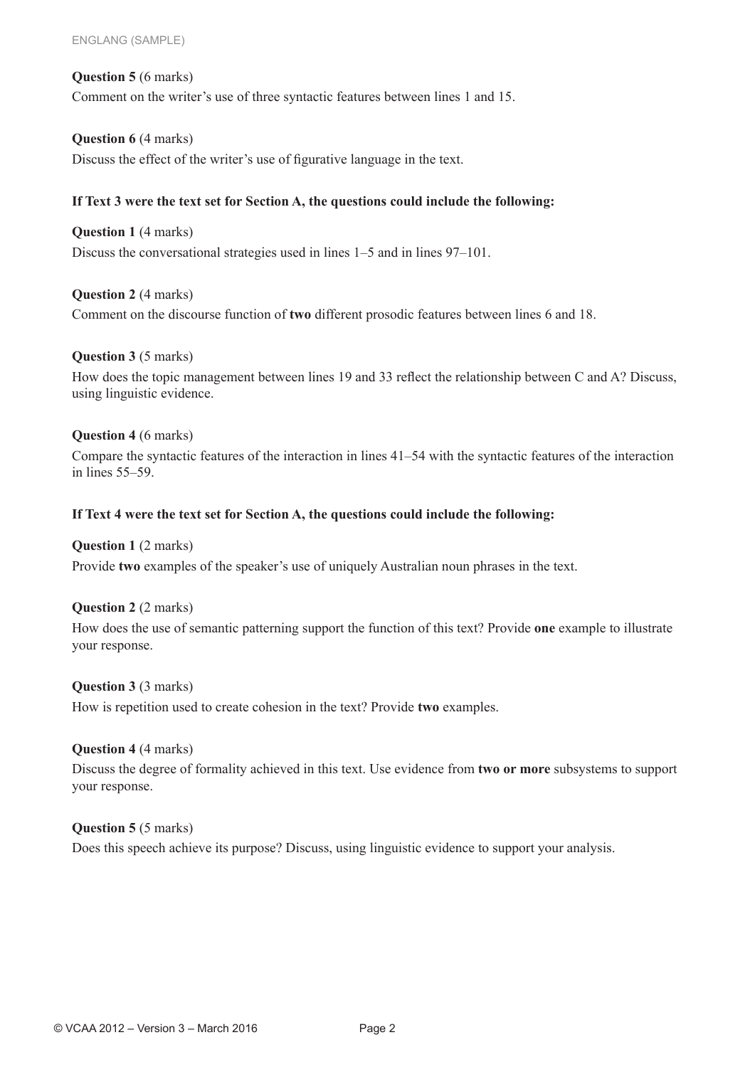**Question 5** (6 marks)

Comment on the writer's use of three syntactic features between lines 1 and 15.

**Question 6** (4 marks)

Discuss the effect of the writer's use of figurative language in the text.

**If Text 3 were the text set for Section A, the questions could include the following:**

**Question 1** (4 marks)

Discuss the conversational strategies used in lines 1–5 and in lines 97–101.

**Question 2** (4 marks)

Comment on the discourse function of **two** different prosodic features between lines 6 and 18.

**Question 3** (5 marks)

How does the topic management between lines 19 and 33 reflect the relationship between C and A? Discuss, using linguistic evidence.

**Question 4** (6 marks)

Compare the syntactic features of the interaction in lines 41–54 with the syntactic features of the interaction in lines 55–59.

**If Text 4 were the text set for Section A, the questions could include the following:**

**Question 1** (2 marks)

Provide **two** examples of the speaker's use of uniquely Australian noun phrases in the text.

**Question 2** (2 marks)

How does the use of semantic patterning support the function of this text? Provide **one** example to illustrate your response.

**Question 3** (3 marks)

How is repetition used to create cohesion in the text? Provide **two** examples.

**Question 4** (4 marks)

Discuss the degree of formality achieved in this text. Use evidence from **two or more** subsystems to support your response.

**Question 5** (5 marks)

Does this speech achieve its purpose? Discuss, using linguistic evidence to support your analysis.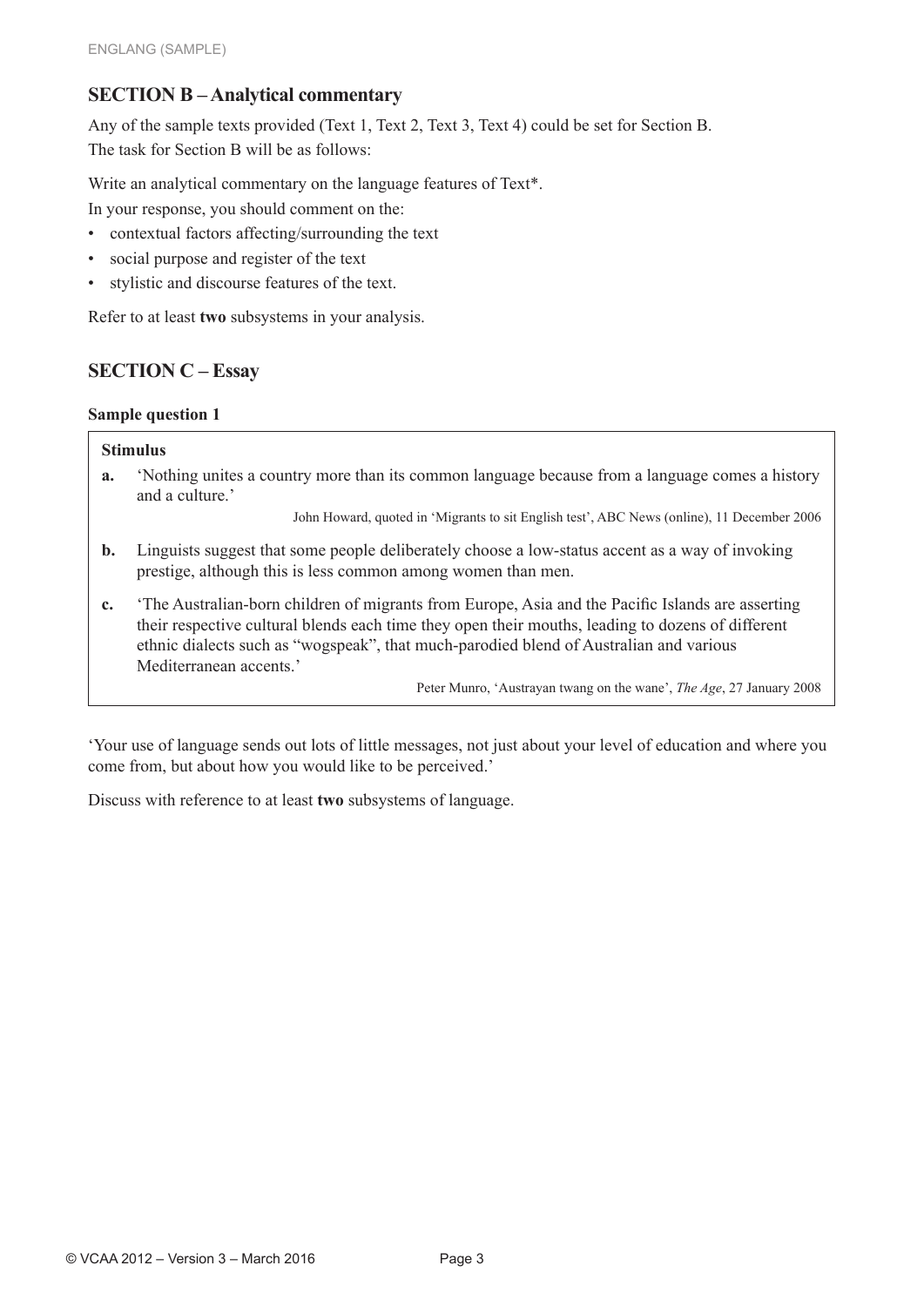## SECTION B – Analytical commentary

Any of the sample texts provided (Text 1, Text 2, Text 3, Text 4) could be set for Section B.
The task for Section B will be as follows:

Write an analytical commentary on the language features of Text*.

In your response, you should comment on the:

- contextual factors affecting/surrounding the text
- social purpose and register of the text
- stylistic and discourse features of the text.

Refer to at least **two** subsystems in your analysis.

## SECTION C – Essay

**Sample question 1**

**Stimulus**

**a.** 'Nothing unites a country more than its common language because from a language comes a history and a culture.'

John Howard, quoted in 'Migrants to sit English test', ABC News (online), 11 December 2006

**b.** Linguists suggest that some people deliberately choose a low-status accent as a way of invoking prestige, although this is less common among women than men.

**c.** 'The Australian-born children of migrants from Europe, Asia and the Pacific Islands are asserting their respective cultural blends each time they open their mouths, leading to dozens of different ethnic dialects such as "wogspeak", that much-parodied blend of Australian and various Mediterranean accents.'

Peter Munro, 'Austrayan twang on the wane', *The Age*, 27 January 2008

'Your use of language sends out lots of little messages, not just about your level of education and where you come from, but about how you would like to be perceived.'

Discuss with reference to at least **two** subsystems of language.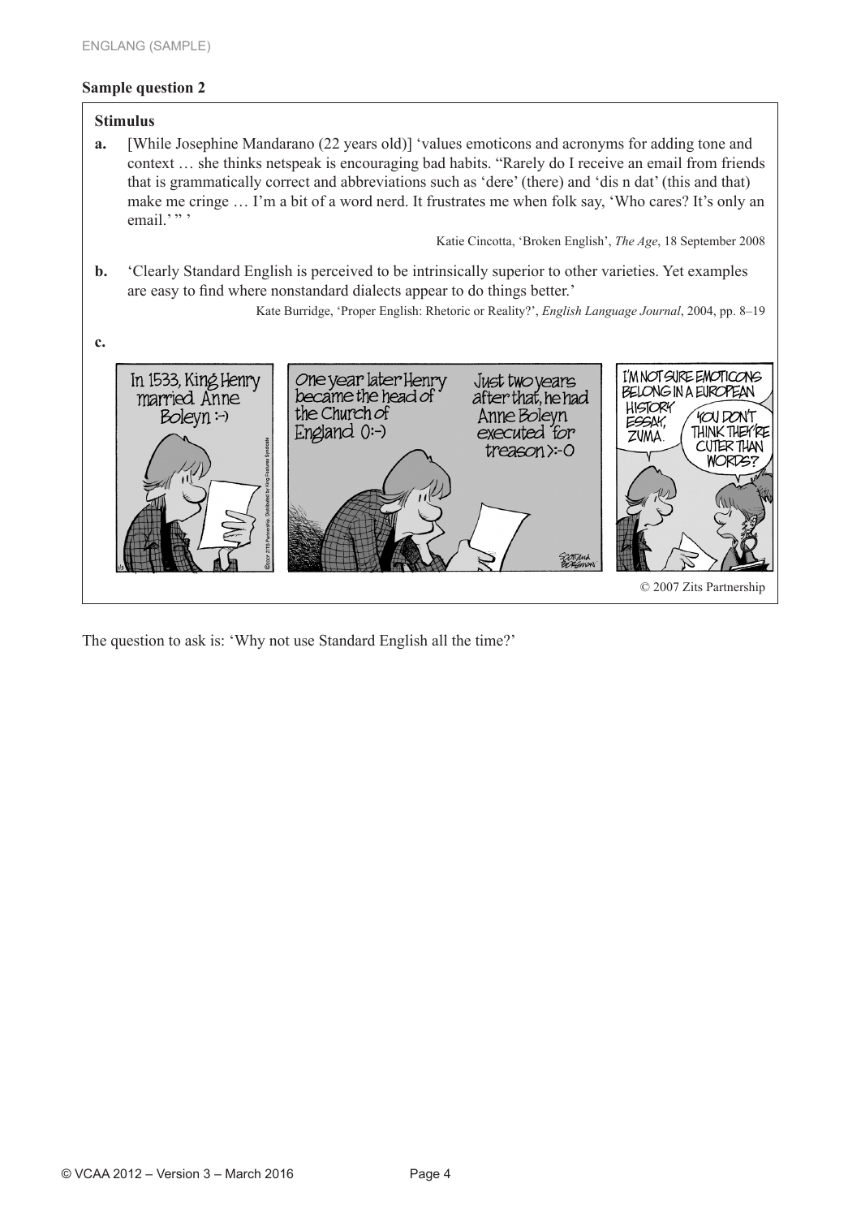## Sample question 2

**Stimulus**

**a.** [While Josephine Mandarano (22 years old)] 'values emoticons and acronyms for adding tone and context … she thinks netspeak is encouraging bad habits. "Rarely do I receive an email from friends that is grammatically correct and abbreviations such as 'dere' (there) and 'dis n dat' (this and that) make me cringe … I'm a bit of a word nerd. It frustrates me when folk say, 'Who cares? It's only an email.' " '

Katie Cincotta, 'Broken English', *The Age*, 18 September 2008

**b.** 'Clearly Standard English is perceived to be intrinsically superior to other varieties. Yet examples are easy to find where nonstandard dialects appear to do things better.'

Kate Burridge, 'Proper English: Rhetoric or Reality?', *English Language Journal*, 2004, pp. 8–19

**c.**

In 1533, King Henry married Anne Boleyn :-)

One year later Henry became the head of the Church of England 0:-)

Just two years after that, he had Anne Boleyn executed for treason >:-O

I'M NOT SURE EMOTICONS BELONG IN A EUROPEAN HISTORY ESSAY, ZUMA.

YOU DON'T THINK THEY'RE CUTER THAN WORDS?

© 2007 Zits Partnership

The question to ask is: 'Why not use Standard English all the time?'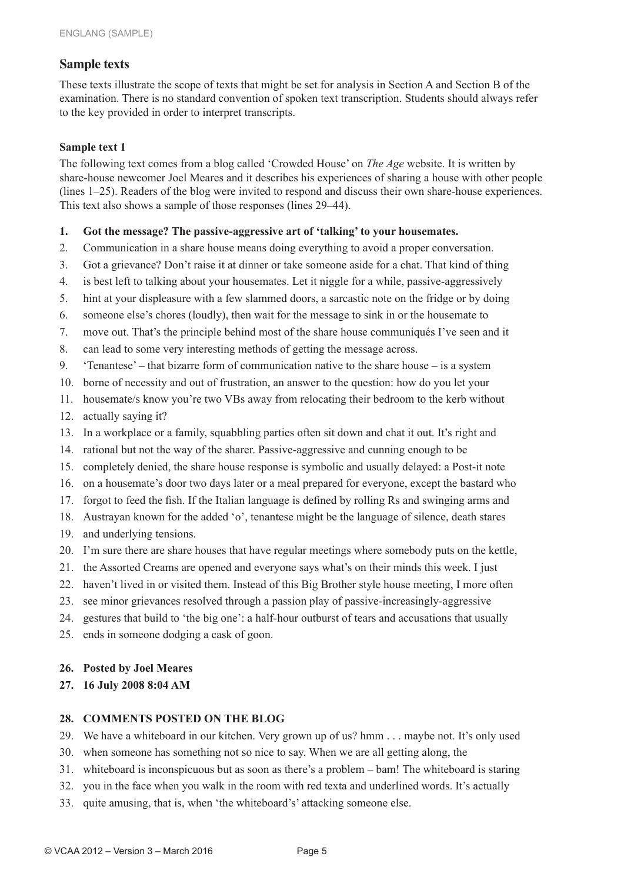## Sample texts

These texts illustrate the scope of texts that might be set for analysis in Section A and Section B of the examination. There is no standard convention of spoken text transcription. Students should always refer to the key provided in order to interpret transcripts.

### Sample text 1

The following text comes from a blog called 'Crowded House' on *The Age* website. It is written by share-house newcomer Joel Meares and it describes his experiences of sharing a house with other people (lines 1–25). Readers of the blog were invited to respond and discuss their own share-house experiences. This text also shows a sample of those responses (lines 29–44).

1. **Got the message? The passive-aggressive art of 'talking' to your housemates.**
2. Communication in a share house means doing everything to avoid a proper conversation.
3. Got a grievance? Don't raise it at dinner or take someone aside for a chat. That kind of thing
4. is best left to talking about your housemates. Let it niggle for a while, passive-aggressively
5. hint at your displeasure with a few slammed doors, a sarcastic note on the fridge or by doing
6. someone else's chores (loudly), then wait for the message to sink in or the housemate to
7. move out. That's the principle behind most of the share house communiqués I've seen and it
8. can lead to some very interesting methods of getting the message across.
9. 'Tenantese' – that bizarre form of communication native to the share house – is a system
10. borne of necessity and out of frustration, an answer to the question: how do you let your
11. housemate/s know you're two VBs away from relocating their bedroom to the kerb without
12. actually saying it?
13. In a workplace or a family, squabbling parties often sit down and chat it out. It's right and
14. rational but not the way of the sharer. Passive-aggressive and cunning enough to be
15. completely denied, the share house response is symbolic and usually delayed: a Post-it note
16. on a housemate's door two days later or a meal prepared for everyone, except the bastard who
17. forgot to feed the fish. If the Italian language is defined by rolling Rs and swinging arms and
18. Austrayan known for the added 'o', tenantese might be the language of silence, death stares
19. and underlying tensions.
20. I'm sure there are share houses that have regular meetings where somebody puts on the kettle,
21. the Assorted Creams are opened and everyone says what's on their minds this week. I just
22. haven't lived in or visited them. Instead of this Big Brother style house meeting, I more often
23. see minor grievances resolved through a passion play of passive-increasingly-aggressive
24. gestures that build to 'the big one': a half-hour outburst of tears and accusations that usually
25. ends in someone dodging a cask of goon.

26. **Posted by Joel Meares**
27. **16 July 2008 8:04 AM**

28. **COMMENTS POSTED ON THE BLOG**
29. We have a whiteboard in our kitchen. Very grown up of us? hmm . . . maybe not. It's only used
30. when someone has something not so nice to say. When we are all getting along, the
31. whiteboard is inconspicuous but as soon as there's a problem – bam! The whiteboard is staring
32. you in the face when you walk in the room with red texta and underlined words. It's actually
33. quite amusing, that is, when 'the whiteboard's' attacking someone else.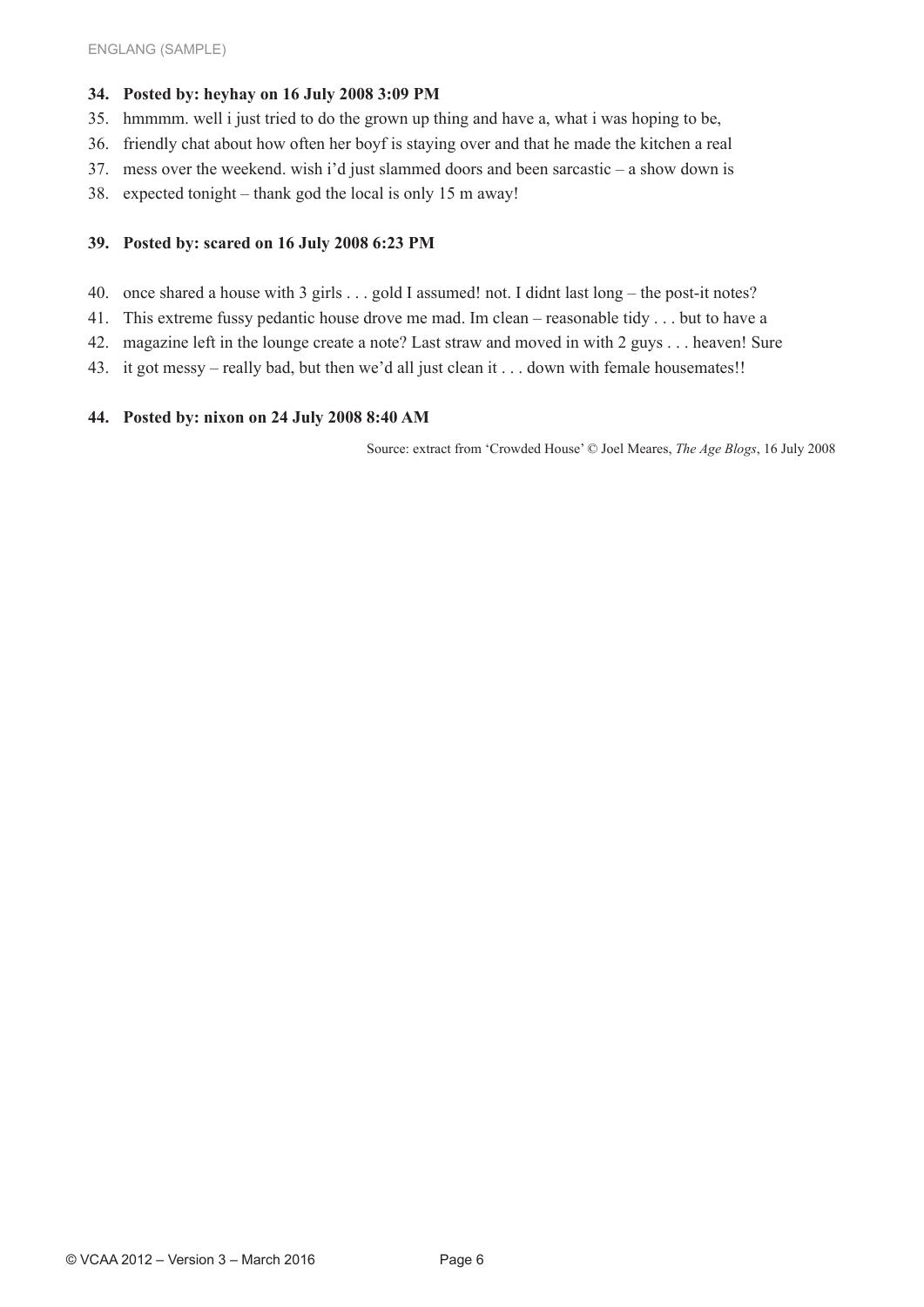**34. Posted by: heyhay on 16 July 2008 3:09 PM**

35. hmmmm. well i just tried to do the grown up thing and have a, what i was hoping to be,
36. friendly chat about how often her boyf is staying over and that he made the kitchen a real
37. mess over the weekend. wish i'd just slammed doors and been sarcastic – a show down is
38. expected tonight – thank god the local is only 15 m away!

**39. Posted by: scared on 16 July 2008 6:23 PM**

40. once shared a house with 3 girls . . . gold I assumed! not. I didnt last long – the post-it notes?
41. This extreme fussy pedantic house drove me mad. Im clean – reasonable tidy . . . but to have a
42. magazine left in the lounge create a note? Last straw and moved in with 2 guys . . . heaven! Sure
43. it got messy – really bad, but then we'd all just clean it . . . down with female housemates!!

**44. Posted by: nixon on 24 July 2008 8:40 AM**

Source: extract from 'Crowded House' © Joel Meares, *The Age Blogs*, 16 July 2008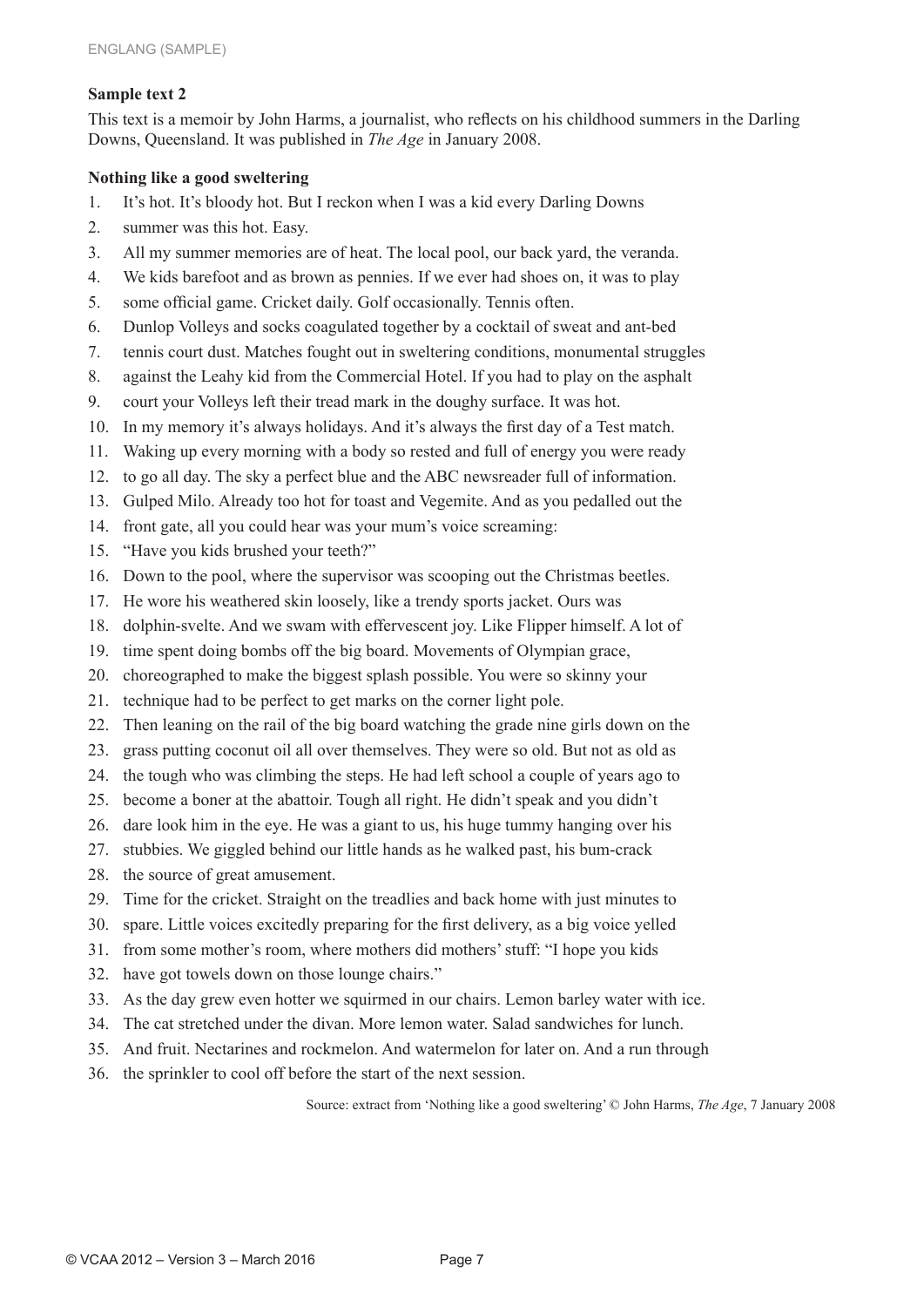**Sample text 2**

This text is a memoir by John Harms, a journalist, who reflects on his childhood summers in the Darling Downs, Queensland. It was published in *The Age* in January 2008.

**Nothing like a good sweltering**

1. It's hot. It's bloody hot. But I reckon when I was a kid every Darling Downs
2. summer was this hot. Easy.
3. All my summer memories are of heat. The local pool, our back yard, the veranda.
4. We kids barefoot and as brown as pennies. If we ever had shoes on, it was to play
5. some official game. Cricket daily. Golf occasionally. Tennis often.
6. Dunlop Volleys and socks coagulated together by a cocktail of sweat and ant-bed
7. tennis court dust. Matches fought out in sweltering conditions, monumental struggles
8. against the Leahy kid from the Commercial Hotel. If you had to play on the asphalt
9. court your Volleys left their tread mark in the doughy surface. It was hot.
10. In my memory it's always holidays. And it's always the first day of a Test match.
11. Waking up every morning with a body so rested and full of energy you were ready
12. to go all day. The sky a perfect blue and the ABC newsreader full of information.
13. Gulped Milo. Already too hot for toast and Vegemite. And as you pedalled out the
14. front gate, all you could hear was your mum's voice screaming:
15. "Have you kids brushed your teeth?"
16. Down to the pool, where the supervisor was scooping out the Christmas beetles.
17. He wore his weathered skin loosely, like a trendy sports jacket. Ours was
18. dolphin-svelte. And we swam with effervescent joy. Like Flipper himself. A lot of
19. time spent doing bombs off the big board. Movements of Olympian grace,
20. choreographed to make the biggest splash possible. You were so skinny your
21. technique had to be perfect to get marks on the corner light pole.
22. Then leaning on the rail of the big board watching the grade nine girls down on the
23. grass putting coconut oil all over themselves. They were so old. But not as old as
24. the tough who was climbing the steps. He had left school a couple of years ago to
25. become a boner at the abattoir. Tough all right. He didn't speak and you didn't
26. dare look him in the eye. He was a giant to us, his huge tummy hanging over his
27. stubbies. We giggled behind our little hands as he walked past, his bum-crack
28. the source of great amusement.
29. Time for the cricket. Straight on the treadlies and back home with just minutes to
30. spare. Little voices excitedly preparing for the first delivery, as a big voice yelled
31. from some mother's room, where mothers did mothers' stuff: "I hope you kids
32. have got towels down on those lounge chairs."
33. As the day grew even hotter we squirmed in our chairs. Lemon barley water with ice.
34. The cat stretched under the divan. More lemon water. Salad sandwiches for lunch.
35. And fruit. Nectarines and rockmelon. And watermelon for later on. And a run through
36. the sprinkler to cool off before the start of the next session.

Source: extract from 'Nothing like a good sweltering' © John Harms, *The Age*, 7 January 2008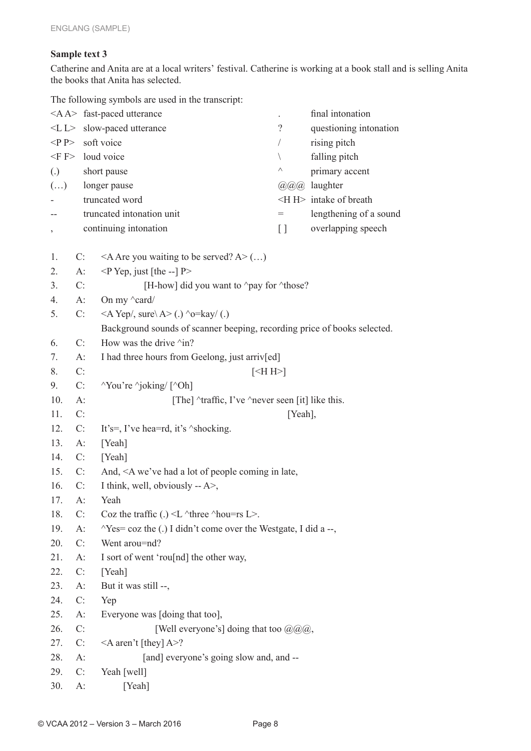**Sample text 3**

Catherine and Anita are at a local writers' festival. Catherine is working at a book stall and is selling Anita the books that Anita has selected.

The following symbols are used in the transcript:

| Symbol | Meaning | Symbol | Meaning |
|---|---|---|---|
| <A A> | fast-paced utterance | . | final intonation |
| <L L> | slow-paced utterance | ? | questioning intonation |
| <P P> | soft voice | / | rising pitch |
| <F F> | loud voice | \ | falling pitch |
| (.) | short pause | ^ | primary accent |
| (…) | longer pause | @@@ | laughter |
| - | truncated word | <H H> | intake of breath |
| -- | truncated intonation unit | = | lengthening of a sound |
| , | continuing intonation | [ ] | overlapping speech |

```
1.   C:   <A Are you waiting to be served? A> (…)
2.   A:   <P Yep, just [the --] P>
3.   C:              [H-how] did you want to ^pay for ^those?
4.   A:   On my ^card/
5.   C:   <A Yep/, sure\ A> (.) ^o=kay/ (.)
          Background sounds of scanner beeping, recording price of books selected.
6.   C:   How was the drive ^in?
7.   A:   I had three hours from Geelong, just arriv[ed]
8.   C:                                             [<H H>]
9.   C:   ^You're ^joking/ [^Oh]
10.  A:                    [The] ^traffic, I've ^never seen [it] like this.
11.  C:                                                     [Yeah],
12.  C:   It's=, I've hea=rd, it's ^shocking.
13.  A:   [Yeah]
14.  C:   [Yeah]
15.  C:   And, <A we've had a lot of people coming in late,
16.  C:   I think, well, obviously -- A>,
17.  A:   Yeah
18.  C:   Coz the traffic (.) <L ^three ^hou=rs L>.
19.  A:   ^Yes= coz the (.) I didn't come over the Westgate, I did a --,
20.  C:   Went arou=nd?
21.  A:   I sort of went 'rou[nd] the other way,
22.  C:   [Yeah]
23.  A:   But it was still --,
24.  C:   Yep
25.  A:   Everyone was [doing that too],
26.  C:                [Well everyone's] doing that too @@@,
27.  C:   <A aren't [they] A>?
28.  A:             [and] everyone's going slow and, and --
29.  C:   Yeah [well]
30.  A:        [Yeah]
```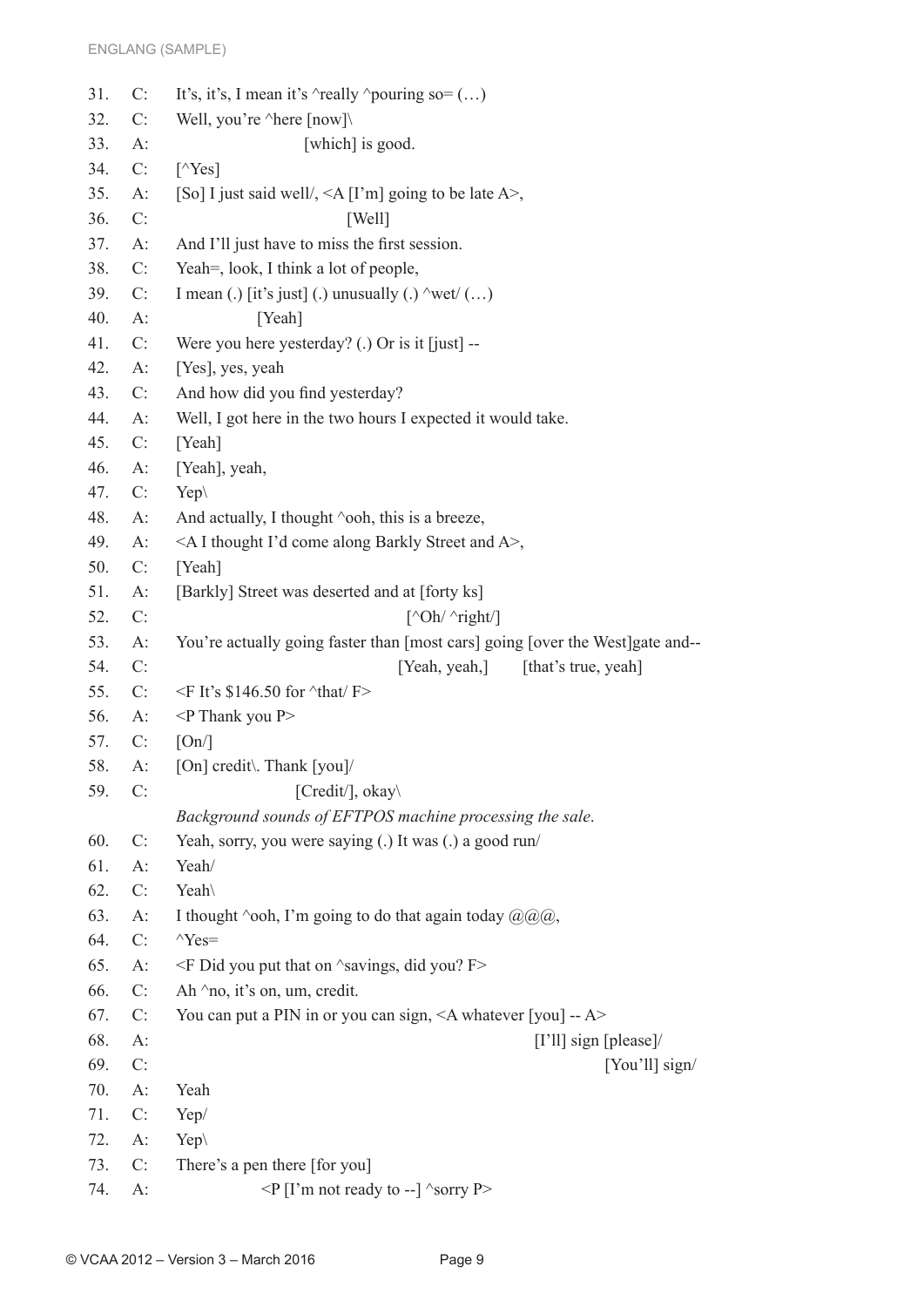| | | |
|---|---|---|
| 31. | C: | It's, it's, I mean it's ^really ^pouring so= (…) |
| 32. | C: | Well, you're ^here [now]\ |
| 33. | A: | [which] is good. |
| 34. | C: | [^Yes] |
| 35. | A: | [So] I just said well/, <A [I'm] going to be late A>, |
| 36. | C: | [Well] |
| 37. | A: | And I'll just have to miss the first session. |
| 38. | C: | Yeah=, look, I think a lot of people, |
| 39. | C: | I mean (.) [it's just] (.) unusually (.) ^wet/ (…) |
| 40. | A: | [Yeah] |
| 41. | C: | Were you here yesterday? (.) Or is it [just] -- |
| 42. | A: | [Yes], yes, yeah |
| 43. | C: | And how did you find yesterday? |
| 44. | A: | Well, I got here in the two hours I expected it would take. |
| 45. | C: | [Yeah] |
| 46. | A: | [Yeah], yeah, |
| 47. | C: | Yep\ |
| 48. | A: | And actually, I thought ^ooh, this is a breeze, |
| 49. | A: | <A I thought I'd come along Barkly Street and A>, |
| 50. | C: | [Yeah] |
| 51. | A: | [Barkly] Street was deserted and at [forty ks] |
| 52. | C: | [^Oh/ ^right/] |
| 53. | A: | You're actually going faster than [most cars] going [over the West]gate and-- |
| 54. | C: | [Yeah, yeah,] [that's true, yeah] |
| 55. | C: | <F It's $146.50 for ^that/ F> |
| 56. | A: | <P Thank you P> |
| 57. | C: | [On/] |
| 58. | A: | [On] credit\. Thank [you]/ |
| 59. | C: | [Credit/], okay\ |
| | | *Background sounds of EFTPOS machine processing the sale.* |
| 60. | C: | Yeah, sorry, you were saying (.) It was (.) a good run/ |
| 61. | A: | Yeah/ |
| 62. | C: | Yeah\ |
| 63. | A: | I thought ^ooh, I'm going to do that again today @@@, |
| 64. | C: | ^Yes= |
| 65. | A: | <F Did you put that on ^savings, did you? F> |
| 66. | C: | Ah ^no, it's on, um, credit. |
| 67. | C: | You can put a PIN in or you can sign, <A whatever [you] -- A> |
| 68. | A: | [I'll] sign [please]/ |
| 69. | C: | [You'll] sign/ |
| 70. | A: | Yeah |
| 71. | C: | Yep/ |
| 72. | A: | Yep\ |
| 73. | C: | There's a pen there [for you] |
| 74. | A: | <P [I'm not ready to --] ^sorry P> |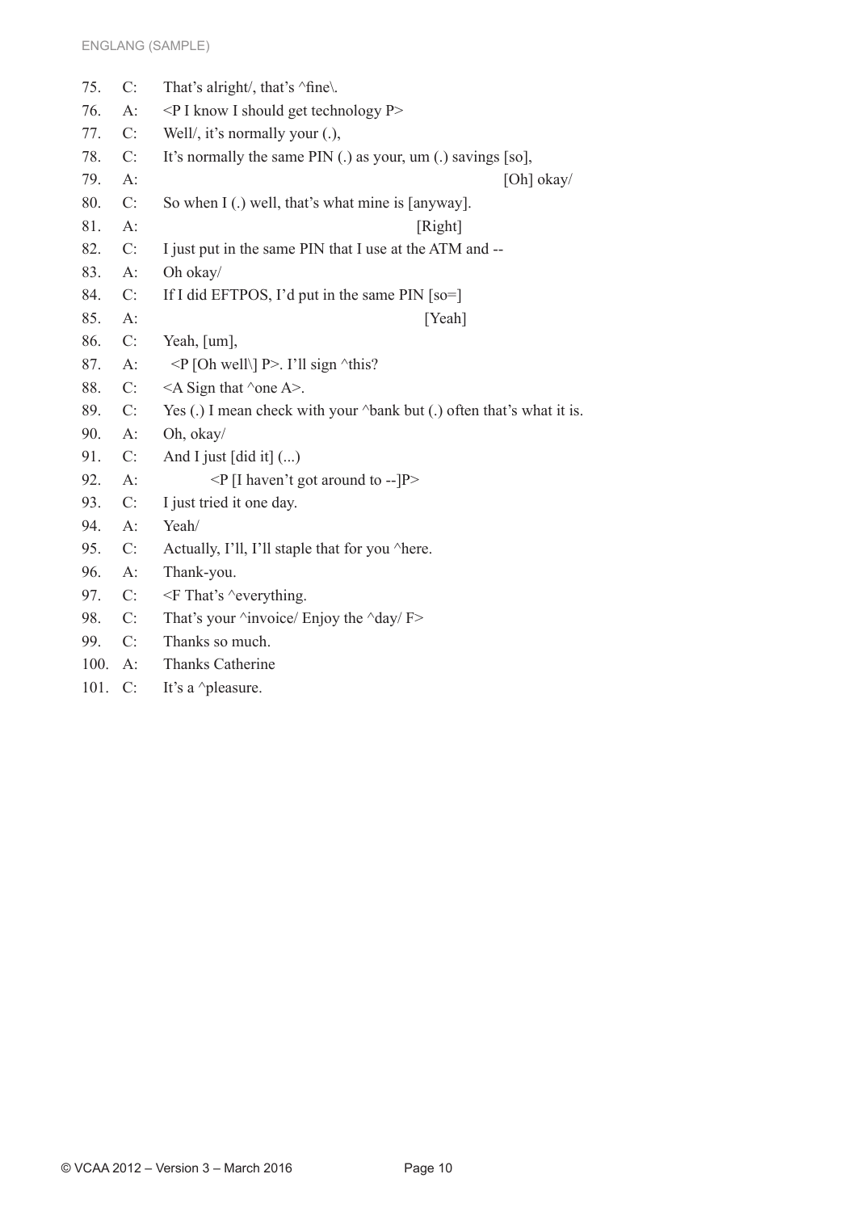75. C: That's alright/, that's ^fine\.
76. A: <P I know I should get technology P>
77. C: Well/, it's normally your (.),
78. C: It's normally the same PIN (.) as your, um (.) savings [so],
79. A: [Oh] okay/
80. C: So when I (.) well, that's what mine is [anyway].
81. A: [Right]
82. C: I just put in the same PIN that I use at the ATM and --
83. A: Oh okay/
84. C: If I did EFTPOS, I'd put in the same PIN [so=]
85. A: [Yeah]
86. C: Yeah, [um],
87. A: <P [Oh well\] P>. I'll sign ^this?
88. C: <A Sign that ^one A>.
89. C: Yes (.) I mean check with your ^bank but (.) often that's what it is.
90. A: Oh, okay/
91. C: And I just [did it] (...)
92. A: <P [I haven't got around to --]P>
93. C: I just tried it one day.
94. A: Yeah/
95. C: Actually, I'll, I'll staple that for you ^here.
96. A: Thank-you.
97. C: <F That's ^everything.
98. C: That's your ^invoice/ Enjoy the ^day/ F>
99. C: Thanks so much.
100. A: Thanks Catherine
101. C: It's a ^pleasure.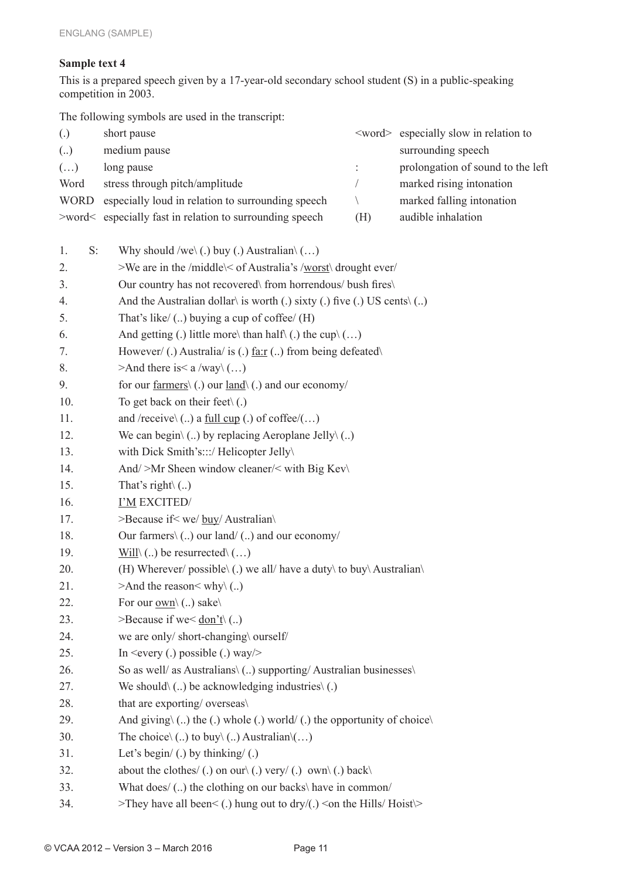### Sample text 4

This is a prepared speech given by a 17-year-old secondary school student (S) in a public-speaking competition in 2003.

The following symbols are used in the transcript:

| | | | |
|---|---|---|---|
| (.) | short pause | <word> | especially slow in relation to surrounding speech |
| (..) | medium pause | : | prolongation of sound to the left |
| (…) | long pause | / | marked rising intonation |
| Word | stress through pitch/amplitude | \ | marked falling intonation |
| WORD | especially loud in relation to surrounding speech | (H) | audible inhalation |
| >word< | especially fast in relation to surrounding speech | | |

1. S: Why should /we\ (.) buy (.) Australian\ (…)
2. >We are in the /middle\< of Australia's /<u>worst</u>\ drought ever/
3. Our country has not recovered\ from horrendous/ bush fires\
4. And the Australian dollar\ is worth (.) sixty (.) five (.) US cents\ (..)
5. That's like/ (..) buying a cup of coffee/ (H)
6. And getting (.) little more\ than half\ (.) the cup\ (…)
7. However/ (.) Australia/ is (.) <u>fa:r</u> (..) from being defeated\
8. >And there is< a /way\ (…)
9. for our <u>farmers</u>\ (.) our <u>land</u>\ (.) and our economy/
10. To get back on their feet\ (.)
11. and /receive\ (..) a <u>full cup</u> (.) of coffee/(…)
12. We can begin\ (..) by replacing Aeroplane Jelly\ (..)
13. with Dick Smith's:::/ Helicopter Jelly\
14. And/ >Mr Sheen window cleaner/< with Big Kev\
15. That's right\ (..)
16. <u>I'M</u> EXCITED/
17. >Because if< we/ <u>buy</u>/ Australian\
18. Our farmers\ (..) our land/ (..) and our economy/
19. <u>Will</u>\ (..) be resurrected\ (…)
20. (H) Wherever/ possible\ (.) we all/ have a duty\ to buy\ Australian\
21. >And the reason< why\ (..)
22. For our <u>own</u>\ (..) sake\
23. >Because if we< <u>don't</u>\ (..)
24. we are only/ short-changing\ ourself/
25. In <every (.) possible (.) way/>
26. So as well/ as Australians\ (..) supporting/ Australian businesses\
27. We should\ (..) be acknowledging industries\ (.)
28. that are exporting/ overseas\
29. And giving\ (..) the (.) whole (.) world/ (.) the opportunity of choice\
30. The choice\ (..) to buy\ (..) Australian\(…)
31. Let's begin/ (.) by thinking/ (.)
32. about the clothes/ (.) on our\ (.) very/ (.) own\ (.) back\
33. What does/ (..) the clothing on our backs\ have in common/
34. >They have all been< (.) hung out to dry/(.) <on the Hills/ Hoist\>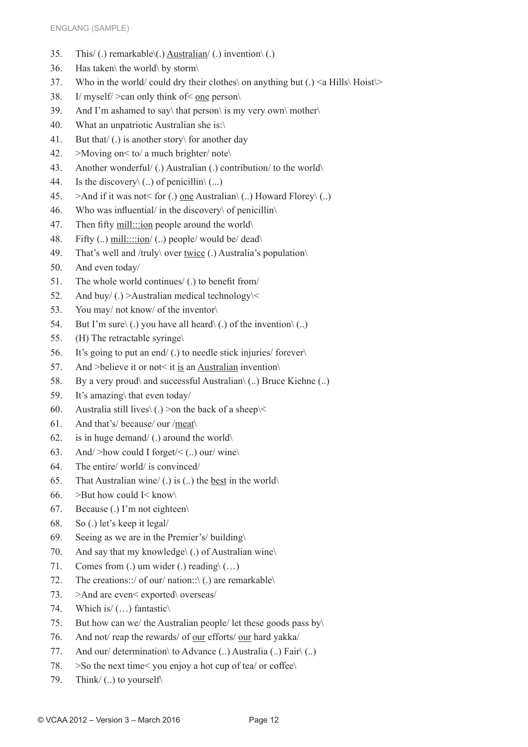35. This/ (.) remarkable\(.) <u>Australian</u>/ (.) invention\ (.)
36. Has taken\ the world\ by storm\
37. Who in the world/ could dry their clothes\ on anything but (.) <a Hills\ Hoist\>
38. I/ myself/ >can only think of< <u>one</u> person\
39. And I'm ashamed to say\ that person\ is my very own\ mother\
40. What an unpatriotic Australian she is:\
41. But that/ (.) is another story\ for another day
42. >Moving on< to/ a much brighter/ note\
43. Another wonderful/ (.) Australian (.) contribution/ to the world\
44. Is the discovery\ (..) of penicillin\ (...)
45. >And if it was not< for (.) <u>one</u> Australian\ (..) Howard Florey\ (..)
46. Who was influential/ in the discovery\ of penicillin\
47. Then fifty <u>mill:::ion</u> people around the world\
48. Fifty (..) <u>mill::::ion</u>/ (..) people/ would be/ dead\
49. That's well and /truly\ over <u>twice</u> (.) Australia's population\
50. And even today/
51. The whole world continues/ (.) to benefit from/
52. And buy/ (.) >Australian medical technology\<
53. You may/ not know/ of the inventor\
54. But I'm sure\ (.) you have all heard\ (.) of the invention\ (..)
55. (H) The retractable syringe\
56. It's going to put an end/ (.) to needle stick injuries/ forever\
57. And >believe it or not< it <u>is</u> an <u>Australian</u> invention\
58. By a very proud\ and successful Australian\ (..) Bruce Kiehne (..)
59. It's amazing\ that even today/
60. Australia still lives\ (.) >on the back of a sheep\<
61. And that's/ because/ our /<u>meat</u>\
62. is in huge demand/ (.) around the world\
63. And/ >how could I forget/< (..) our/ wine\
64. The entire/ world/ is convinced/
65. That Australian wine/ (.) is (..) the <u>best</u> in the world\
66. >But how could I< know\
67. Because (.) I'm not eighteen\
68. So (.) let's keep it legal/
69. Seeing as we are in the Premier's/ building\
70. And say that my knowledge\ (.) of Australian wine\
71. Comes from (.) um wider (.) reading\ (…)
72. The creations::/ of our/ nation::\ (.) are remarkable\
73. >And are even< exported\ overseas/
74. Which is/ (…) fantastic\
75. But how can we/ the Australian people/ let these goods pass by\
76. And not/ reap the rewards/ of <u>our</u> efforts/ <u>our</u> hard yakka/
77. And our/ determination\ to Advance (..) Australia (..) Fair\ (..)
78. >So the next time< you enjoy a hot cup of tea/ or coffee\
79. Think/ (..) to yourself\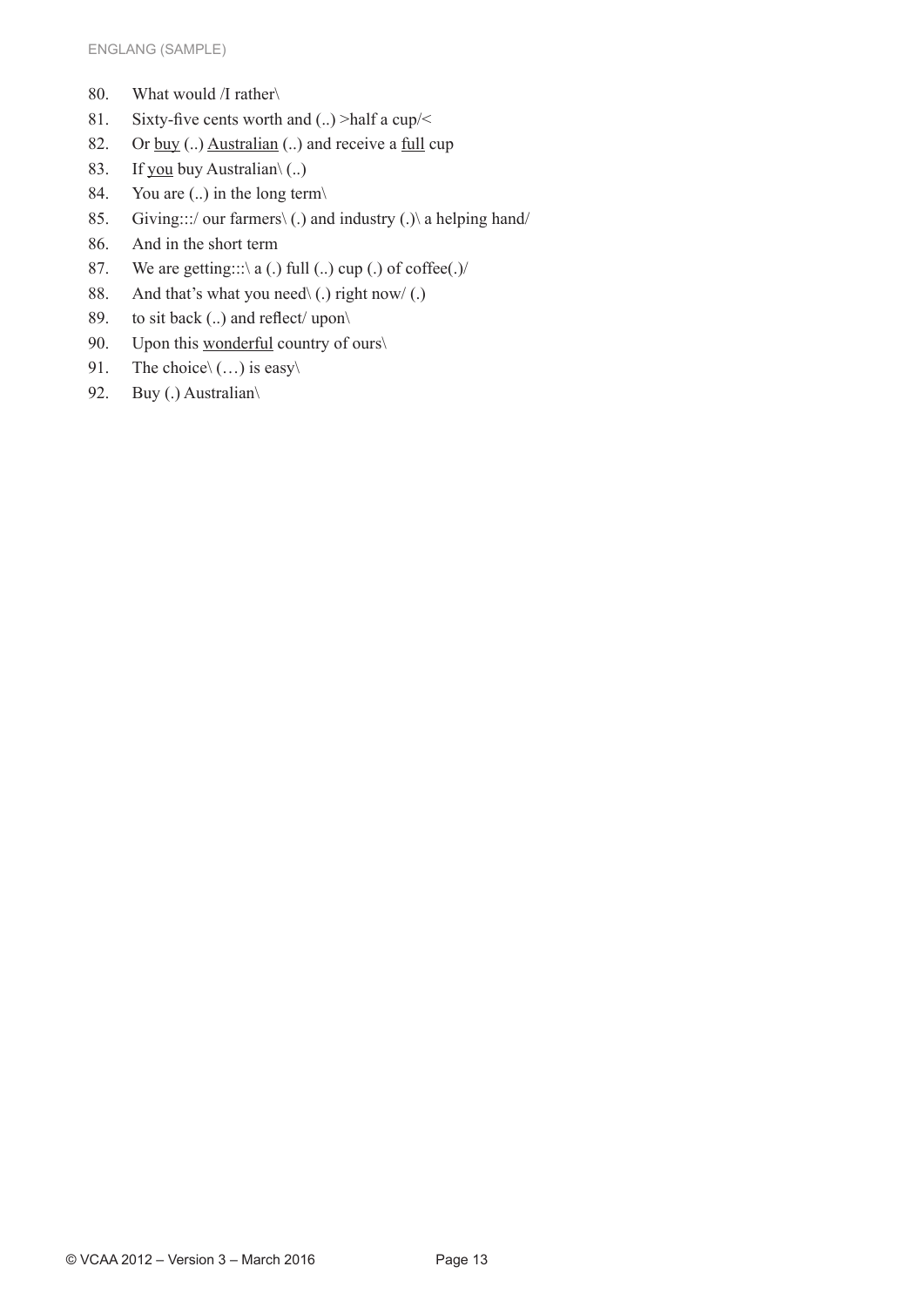80. What would /I rather\
81. Sixty-five cents worth and (..) >half a cup/<
82. Or <u>buy</u> (..) <u>Australian</u> (..) and receive a <u>full</u> cup
83. If <u>you</u> buy Australian\ (..)
84. You are (..) in the long term\
85. Giving:::/ our farmers\ (.) and industry (.)\ a helping hand/
86. And in the short term
87. We are getting:::\ a (.) full (..) cup (.) of coffee(.)/
88. And that's what you need\ (.) right now/ (.)
89. to sit back (..) and reflect/ upon\
90. Upon this <u>wonderful</u> country of ours\
91. The choice\ (…) is easy\
92. Buy (.) Australian\